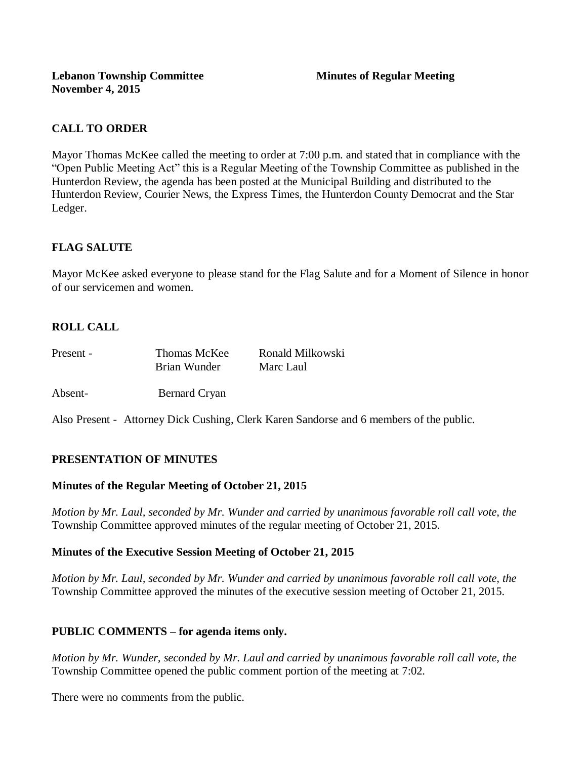**Lebanon Township Committee** **Minutes of Regular Meeting**
**November 4, 2015**

## CALL TO ORDER

Mayor Thomas McKee called the meeting to order at 7:00 p.m. and stated that in compliance with the "Open Public Meeting Act" this is a Regular Meeting of the Township Committee as published in the Hunterdon Review, the agenda has been posted at the Municipal Building and distributed to the Hunterdon Review, Courier News, the Express Times, the Hunterdon County Democrat and the Star Ledger.

## FLAG SALUTE

Mayor McKee asked everyone to please stand for the Flag Salute and for a Moment of Silence in honor of our servicemen and women.

## ROLL CALL

| | | |
|---|---|---|
| Present - | Thomas McKee | Ronald Milkowski |
| | Brian Wunder | Marc Laul |
| Absent- | Bernard Cryan | |

Also Present - Attorney Dick Cushing, Clerk Karen Sandorse and 6 members of the public.

## PRESENTATION OF MINUTES

### Minutes of the Regular Meeting of October 21, 2015

*Motion by Mr. Laul, seconded by Mr. Wunder and carried by unanimous favorable roll call vote, the* Township Committee approved minutes of the regular meeting of October 21, 2015.

### Minutes of the Executive Session Meeting of October 21, 2015

*Motion by Mr. Laul, seconded by Mr. Wunder and carried by unanimous favorable roll call vote, the* Township Committee approved the minutes of the executive session meeting of October 21, 2015.

## PUBLIC COMMENTS – for agenda items only.

*Motion by Mr. Wunder, seconded by Mr. Laul and carried by unanimous favorable roll call vote, the* Township Committee opened the public comment portion of the meeting at 7:02.

There were no comments from the public.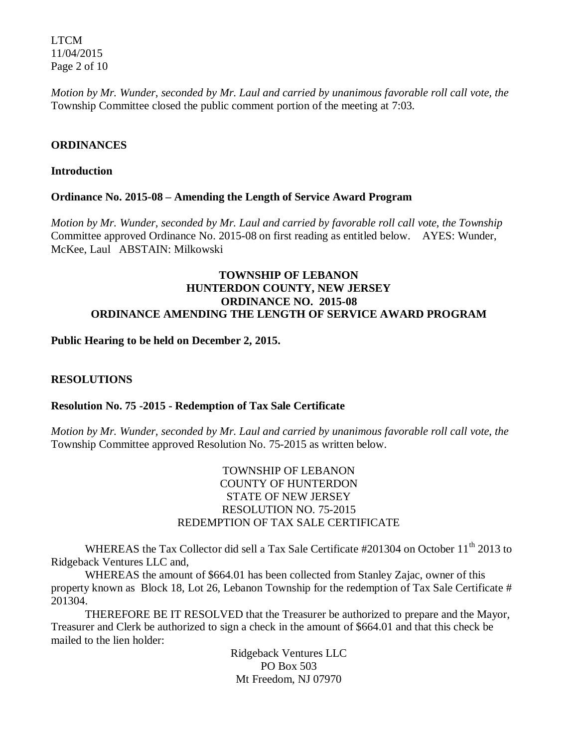*Motion by Mr. Wunder, seconded by Mr. Laul and carried by unanimous favorable roll call vote, the* Township Committee closed the public comment portion of the meeting at 7:03.

## ORDINANCES

### Introduction

### Ordinance No. 2015-08 – Amending the Length of Service Award Program

*Motion by Mr. Wunder, seconded by Mr. Laul and carried by favorable roll call vote, the Township* Committee approved Ordinance No. 2015-08 on first reading as entitled below. AYES: Wunder, McKee, Laul ABSTAIN: Milkowski

**TOWNSHIP OF LEBANON**
**HUNTERDON COUNTY, NEW JERSEY**
**ORDINANCE NO. 2015-08**
**ORDINANCE AMENDING THE LENGTH OF SERVICE AWARD PROGRAM**

**Public Hearing to be held on December 2, 2015.**

## RESOLUTIONS

### Resolution No. 75 -2015 - Redemption of Tax Sale Certificate

*Motion by Mr. Wunder, seconded by Mr. Laul and carried by unanimous favorable roll call vote, the* Township Committee approved Resolution No. 75-2015 as written below.

TOWNSHIP OF LEBANON
COUNTY OF HUNTERDON
STATE OF NEW JERSEY
RESOLUTION NO. 75-2015
REDEMPTION OF TAX SALE CERTIFICATE

WHEREAS the Tax Collector did sell a Tax Sale Certificate #201304 on October 11th 2013 to Ridgeback Ventures LLC and,

WHEREAS the amount of $664.01 has been collected from Stanley Zajac, owner of this property known as Block 18, Lot 26, Lebanon Township for the redemption of Tax Sale Certificate # 201304.

THEREFORE BE IT RESOLVED that the Treasurer be authorized to prepare and the Mayor, Treasurer and Clerk be authorized to sign a check in the amount of $664.01 and that this check be mailed to the lien holder:

Ridgeback Ventures LLC
PO Box 503
Mt Freedom, NJ 07970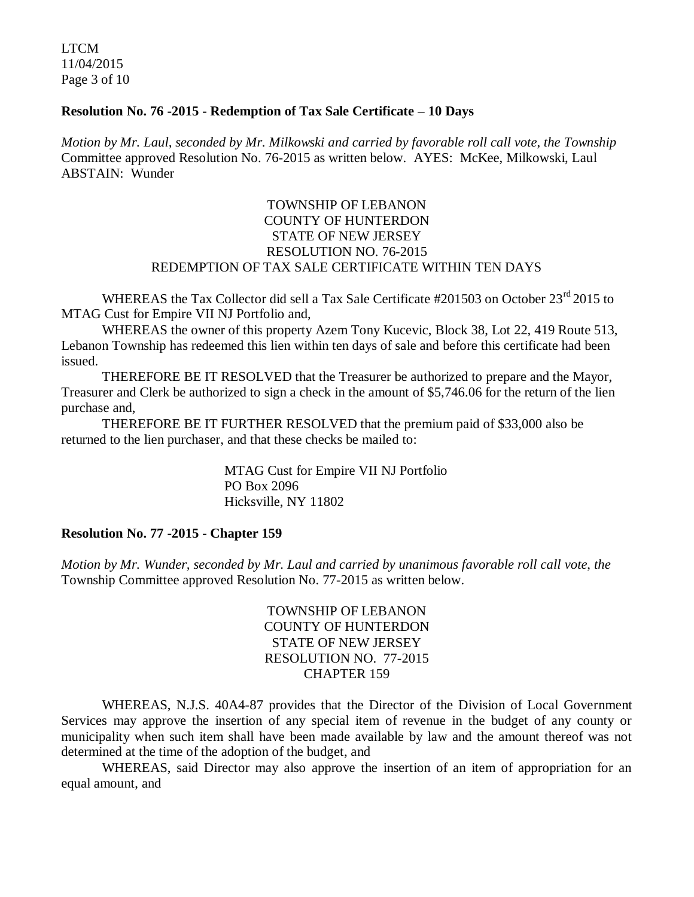**Resolution No. 76 -2015 - Redemption of Tax Sale Certificate – 10 Days**

*Motion by Mr. Laul, seconded by Mr. Milkowski and carried by favorable roll call vote, the Township* Committee approved Resolution No. 76-2015 as written below. AYES: McKee, Milkowski, Laul ABSTAIN: Wunder

TOWNSHIP OF LEBANON
COUNTY OF HUNTERDON
STATE OF NEW JERSEY
RESOLUTION NO. 76-2015
REDEMPTION OF TAX SALE CERTIFICATE WITHIN TEN DAYS

WHEREAS the Tax Collector did sell a Tax Sale Certificate #201503 on October 23rd 2015 to MTAG Cust for Empire VII NJ Portfolio and,

WHEREAS the owner of this property Azem Tony Kucevic, Block 38, Lot 22, 419 Route 513, Lebanon Township has redeemed this lien within ten days of sale and before this certificate had been issued.

THEREFORE BE IT RESOLVED that the Treasurer be authorized to prepare and the Mayor, Treasurer and Clerk be authorized to sign a check in the amount of $5,746.06 for the return of the lien purchase and,

THEREFORE BE IT FURTHER RESOLVED that the premium paid of $33,000 also be returned to the lien purchaser, and that these checks be mailed to:

MTAG Cust for Empire VII NJ Portfolio
PO Box 2096
Hicksville, NY 11802

**Resolution No. 77 -2015 - Chapter 159**

*Motion by Mr. Wunder, seconded by Mr. Laul and carried by unanimous favorable roll call vote, the* Township Committee approved Resolution No. 77-2015 as written below.

TOWNSHIP OF LEBANON
COUNTY OF HUNTERDON
STATE OF NEW JERSEY
RESOLUTION NO. 77-2015
CHAPTER 159

WHEREAS, N.J.S. 40A4-87 provides that the Director of the Division of Local Government Services may approve the insertion of any special item of revenue in the budget of any county or municipality when such item shall have been made available by law and the amount thereof was not determined at the time of the adoption of the budget, and

WHEREAS, said Director may also approve the insertion of an item of appropriation for an equal amount, and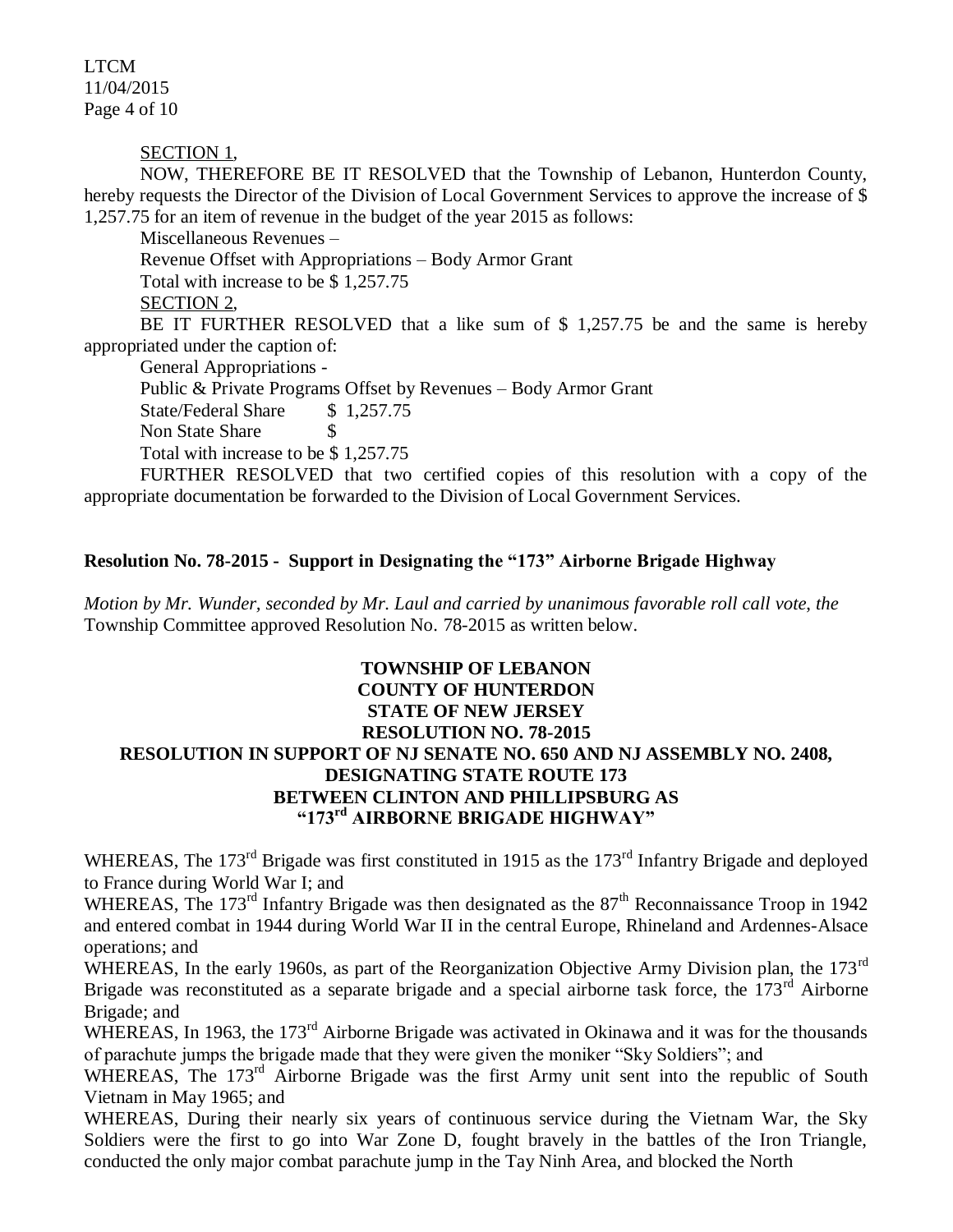SECTION 1,

NOW, THEREFORE BE IT RESOLVED that the Township of Lebanon, Hunterdon County, hereby requests the Director of the Division of Local Government Services to approve the increase of $ 1,257.75 for an item of revenue in the budget of the year 2015 as follows:

Miscellaneous Revenues –

Revenue Offset with Appropriations – Body Armor Grant

Total with increase to be $ 1,257.75

SECTION 2,

BE IT FURTHER RESOLVED that a like sum of $ 1,257.75 be and the same is hereby appropriated under the caption of:

General Appropriations -

Public & Private Programs Offset by Revenues – Body Armor Grant

State/Federal Share $ 1,257.75

Non State Share $

Total with increase to be $ 1,257.75

FURTHER RESOLVED that two certified copies of this resolution with a copy of the appropriate documentation be forwarded to the Division of Local Government Services.

**Resolution No. 78-2015 - Support in Designating the "173" Airborne Brigade Highway**

*Motion by Mr. Wunder, seconded by Mr. Laul and carried by unanimous favorable roll call vote, the* Township Committee approved Resolution No. 78-2015 as written below.

**TOWNSHIP OF LEBANON**
**COUNTY OF HUNTERDON**
**STATE OF NEW JERSEY**
**RESOLUTION NO. 78-2015**
**RESOLUTION IN SUPPORT OF NJ SENATE NO. 650 AND NJ ASSEMBLY NO. 2408, DESIGNATING STATE ROUTE 173 BETWEEN CLINTON AND PHILLIPSBURG AS "173rd AIRBORNE BRIGADE HIGHWAY"**

WHEREAS, The 173rd Brigade was first constituted in 1915 as the 173rd Infantry Brigade and deployed to France during World War I; and

WHEREAS, The 173rd Infantry Brigade was then designated as the 87th Reconnaissance Troop in 1942 and entered combat in 1944 during World War II in the central Europe, Rhineland and Ardennes-Alsace operations; and

WHEREAS, In the early 1960s, as part of the Reorganization Objective Army Division plan, the 173rd Brigade was reconstituted as a separate brigade and a special airborne task force, the 173rd Airborne Brigade; and

WHEREAS, In 1963, the 173rd Airborne Brigade was activated in Okinawa and it was for the thousands of parachute jumps the brigade made that they were given the moniker "Sky Soldiers"; and

WHEREAS, The 173rd Airborne Brigade was the first Army unit sent into the republic of South Vietnam in May 1965; and

WHEREAS, During their nearly six years of continuous service during the Vietnam War, the Sky Soldiers were the first to go into War Zone D, fought bravely in the battles of the Iron Triangle, conducted the only major combat parachute jump in the Tay Ninh Area, and blocked the North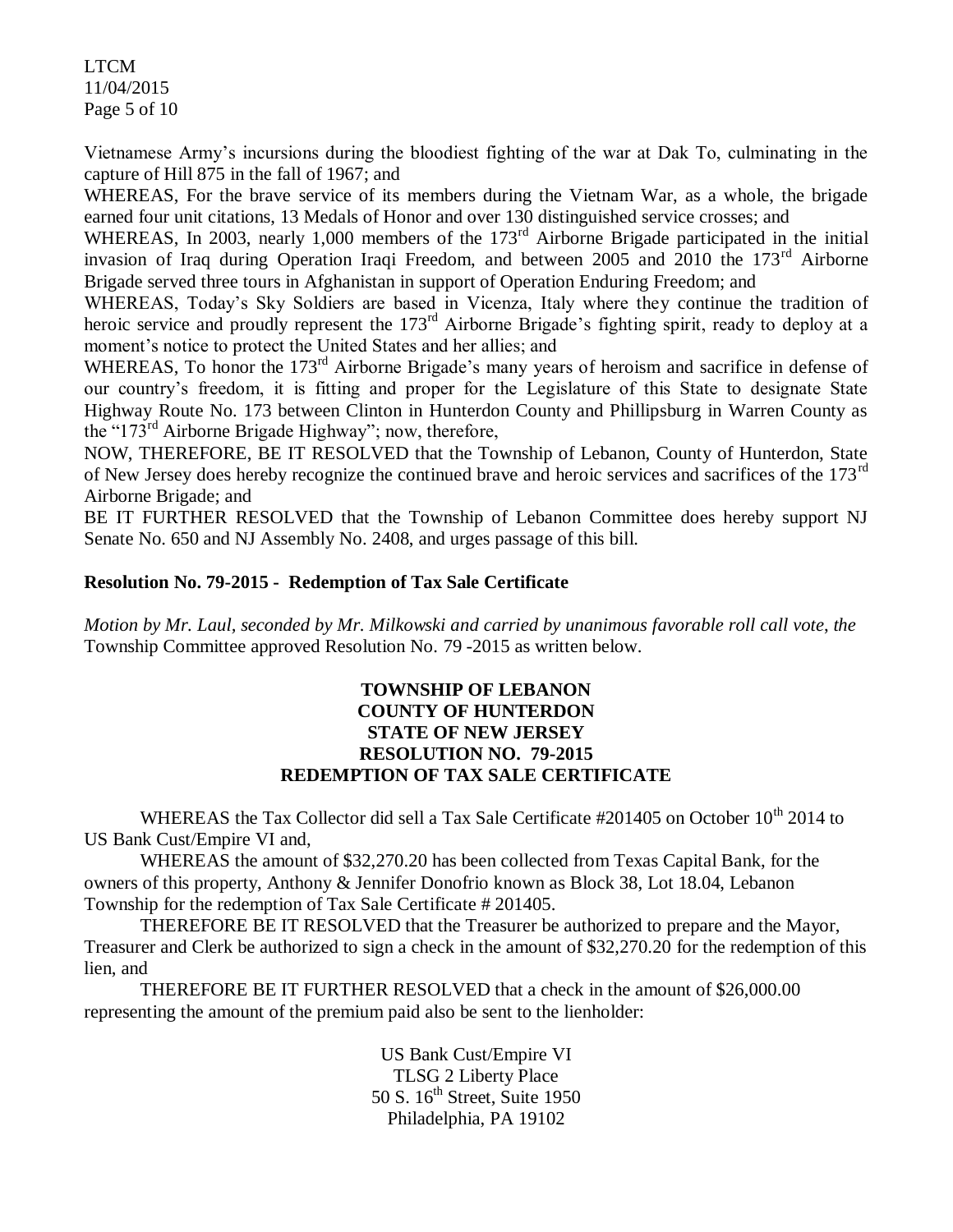Vietnamese Army's incursions during the bloodiest fighting of the war at Dak To, culminating in the capture of Hill 875 in the fall of 1967; and

WHEREAS, For the brave service of its members during the Vietnam War, as a whole, the brigade earned four unit citations, 13 Medals of Honor and over 130 distinguished service crosses; and

WHEREAS, In 2003, nearly 1,000 members of the 173rd Airborne Brigade participated in the initial invasion of Iraq during Operation Iraqi Freedom, and between 2005 and 2010 the 173rd Airborne Brigade served three tours in Afghanistan in support of Operation Enduring Freedom; and

WHEREAS, Today's Sky Soldiers are based in Vicenza, Italy where they continue the tradition of heroic service and proudly represent the 173rd Airborne Brigade's fighting spirit, ready to deploy at a moment's notice to protect the United States and her allies; and

WHEREAS, To honor the 173rd Airborne Brigade's many years of heroism and sacrifice in defense of our country's freedom, it is fitting and proper for the Legislature of this State to designate State Highway Route No. 173 between Clinton in Hunterdon County and Phillipsburg in Warren County as the "173rd Airborne Brigade Highway"; now, therefore,

NOW, THEREFORE, BE IT RESOLVED that the Township of Lebanon, County of Hunterdon, State of New Jersey does hereby recognize the continued brave and heroic services and sacrifices of the 173rd Airborne Brigade; and

BE IT FURTHER RESOLVED that the Township of Lebanon Committee does hereby support NJ Senate No. 650 and NJ Assembly No. 2408, and urges passage of this bill.

**Resolution No. 79-2015 - Redemption of Tax Sale Certificate**

*Motion by Mr. Laul, seconded by Mr. Milkowski and carried by unanimous favorable roll call vote, the* Township Committee approved Resolution No. 79 -2015 as written below.

**TOWNSHIP OF LEBANON**
**COUNTY OF HUNTERDON**
**STATE OF NEW JERSEY**
**RESOLUTION NO. 79-2015**
**REDEMPTION OF TAX SALE CERTIFICATE**

WHEREAS the Tax Collector did sell a Tax Sale Certificate #201405 on October 10th 2014 to US Bank Cust/Empire VI and,

WHEREAS the amount of $32,270.20 has been collected from Texas Capital Bank, for the owners of this property, Anthony & Jennifer Donofrio known as Block 38, Lot 18.04, Lebanon Township for the redemption of Tax Sale Certificate # 201405.

THEREFORE BE IT RESOLVED that the Treasurer be authorized to prepare and the Mayor, Treasurer and Clerk be authorized to sign a check in the amount of $32,270.20 for the redemption of this lien, and

THEREFORE BE IT FURTHER RESOLVED that a check in the amount of $26,000.00 representing the amount of the premium paid also be sent to the lienholder:

US Bank Cust/Empire VI
TLSG 2 Liberty Place
50 S. 16th Street, Suite 1950
Philadelphia, PA 19102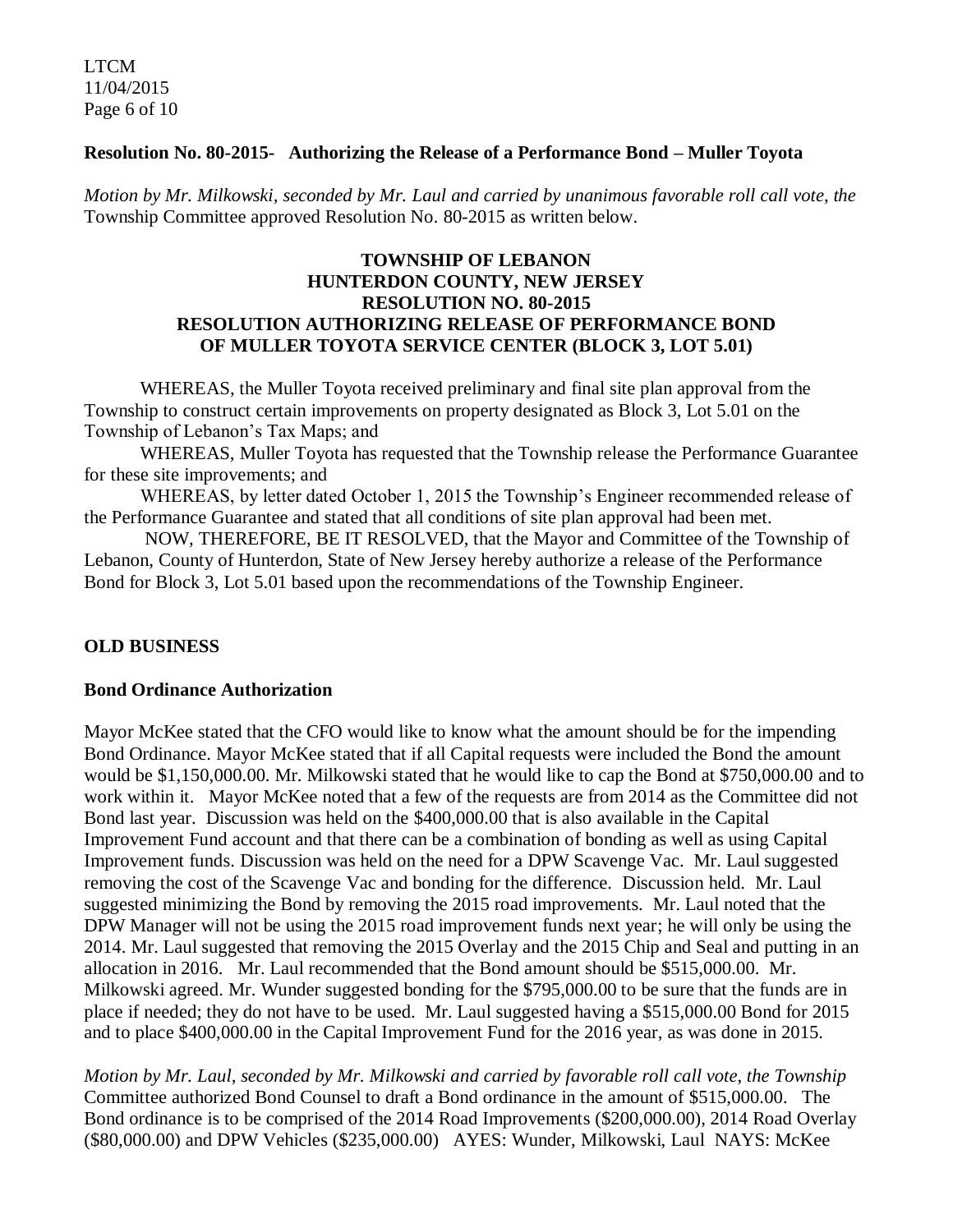**Resolution No. 80-2015- Authorizing the Release of a Performance Bond – Muller Toyota**

*Motion by Mr. Milkowski, seconded by Mr. Laul and carried by unanimous favorable roll call vote, the* Township Committee approved Resolution No. 80-2015 as written below.

**TOWNSHIP OF LEBANON**
**HUNTERDON COUNTY, NEW JERSEY**
**RESOLUTION NO. 80-2015**
**RESOLUTION AUTHORIZING RELEASE OF PERFORMANCE BOND OF MULLER TOYOTA SERVICE CENTER (BLOCK 3, LOT 5.01)**

WHEREAS, the Muller Toyota received preliminary and final site plan approval from the Township to construct certain improvements on property designated as Block 3, Lot 5.01 on the Township of Lebanon's Tax Maps; and

WHEREAS, Muller Toyota has requested that the Township release the Performance Guarantee for these site improvements; and

WHEREAS, by letter dated October 1, 2015 the Township's Engineer recommended release of the Performance Guarantee and stated that all conditions of site plan approval had been met.

NOW, THEREFORE, BE IT RESOLVED, that the Mayor and Committee of the Township of Lebanon, County of Hunterdon, State of New Jersey hereby authorize a release of the Performance Bond for Block 3, Lot 5.01 based upon the recommendations of the Township Engineer.

## OLD BUSINESS

**Bond Ordinance Authorization**

Mayor McKee stated that the CFO would like to know what the amount should be for the impending Bond Ordinance. Mayor McKee stated that if all Capital requests were included the Bond the amount would be $1,150,000.00. Mr. Milkowski stated that he would like to cap the Bond at $750,000.00 and to work within it. Mayor McKee noted that a few of the requests are from 2014 as the Committee did not Bond last year. Discussion was held on the $400,000.00 that is also available in the Capital Improvement Fund account and that there can be a combination of bonding as well as using Capital Improvement funds. Discussion was held on the need for a DPW Scavenge Vac. Mr. Laul suggested removing the cost of the Scavenge Vac and bonding for the difference. Discussion held. Mr. Laul suggested minimizing the Bond by removing the 2015 road improvements. Mr. Laul noted that the DPW Manager will not be using the 2015 road improvement funds next year; he will only be using the 2014. Mr. Laul suggested that removing the 2015 Overlay and the 2015 Chip and Seal and putting in an allocation in 2016. Mr. Laul recommended that the Bond amount should be $515,000.00. Mr. Milkowski agreed. Mr. Wunder suggested bonding for the $795,000.00 to be sure that the funds are in place if needed; they do not have to be used. Mr. Laul suggested having a $515,000.00 Bond for 2015 and to place $400,000.00 in the Capital Improvement Fund for the 2016 year, as was done in 2015.

*Motion by Mr. Laul, seconded by Mr. Milkowski and carried by favorable roll call vote, the Township* Committee authorized Bond Counsel to draft a Bond ordinance in the amount of $515,000.00. The Bond ordinance is to be comprised of the 2014 Road Improvements ($200,000.00), 2014 Road Overlay ($80,000.00) and DPW Vehicles ($235,000.00) AYES: Wunder, Milkowski, Laul NAYS: McKee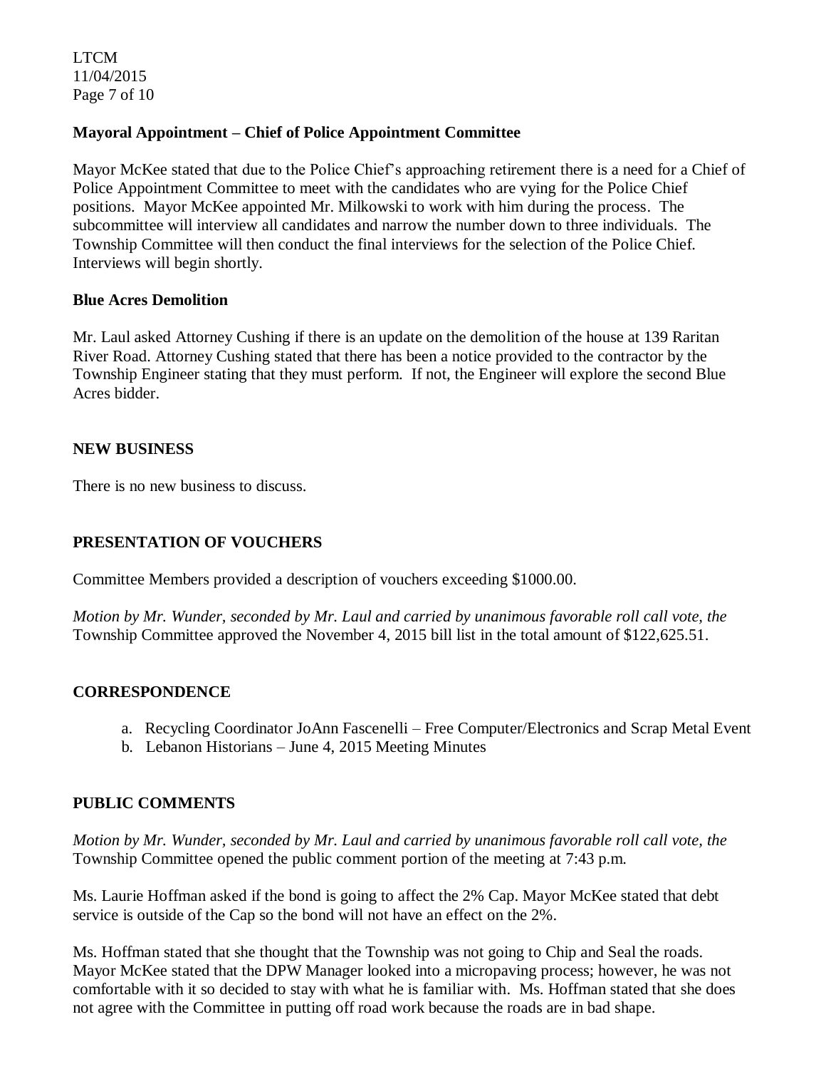**Mayoral Appointment – Chief of Police Appointment Committee**

Mayor McKee stated that due to the Police Chief's approaching retirement there is a need for a Chief of Police Appointment Committee to meet with the candidates who are vying for the Police Chief positions. Mayor McKee appointed Mr. Milkowski to work with him during the process. The subcommittee will interview all candidates and narrow the number down to three individuals. The Township Committee will then conduct the final interviews for the selection of the Police Chief. Interviews will begin shortly.

**Blue Acres Demolition**

Mr. Laul asked Attorney Cushing if there is an update on the demolition of the house at 139 Raritan River Road. Attorney Cushing stated that there has been a notice provided to the contractor by the Township Engineer stating that they must perform. If not, the Engineer will explore the second Blue Acres bidder.

## NEW BUSINESS

There is no new business to discuss.

## PRESENTATION OF VOUCHERS

Committee Members provided a description of vouchers exceeding $1000.00.

*Motion by Mr. Wunder, seconded by Mr. Laul and carried by unanimous favorable roll call vote, the* Township Committee approved the November 4, 2015 bill list in the total amount of $122,625.51.

## CORRESPONDENCE

a. Recycling Coordinator JoAnn Fascenelli – Free Computer/Electronics and Scrap Metal Event
b. Lebanon Historians – June 4, 2015 Meeting Minutes

## PUBLIC COMMENTS

*Motion by Mr. Wunder, seconded by Mr. Laul and carried by unanimous favorable roll call vote, the* Township Committee opened the public comment portion of the meeting at 7:43 p.m.

Ms. Laurie Hoffman asked if the bond is going to affect the 2% Cap. Mayor McKee stated that debt service is outside of the Cap so the bond will not have an effect on the 2%.

Ms. Hoffman stated that she thought that the Township was not going to Chip and Seal the roads. Mayor McKee stated that the DPW Manager looked into a micropaving process; however, he was not comfortable with it so decided to stay with what he is familiar with. Ms. Hoffman stated that she does not agree with the Committee in putting off road work because the roads are in bad shape.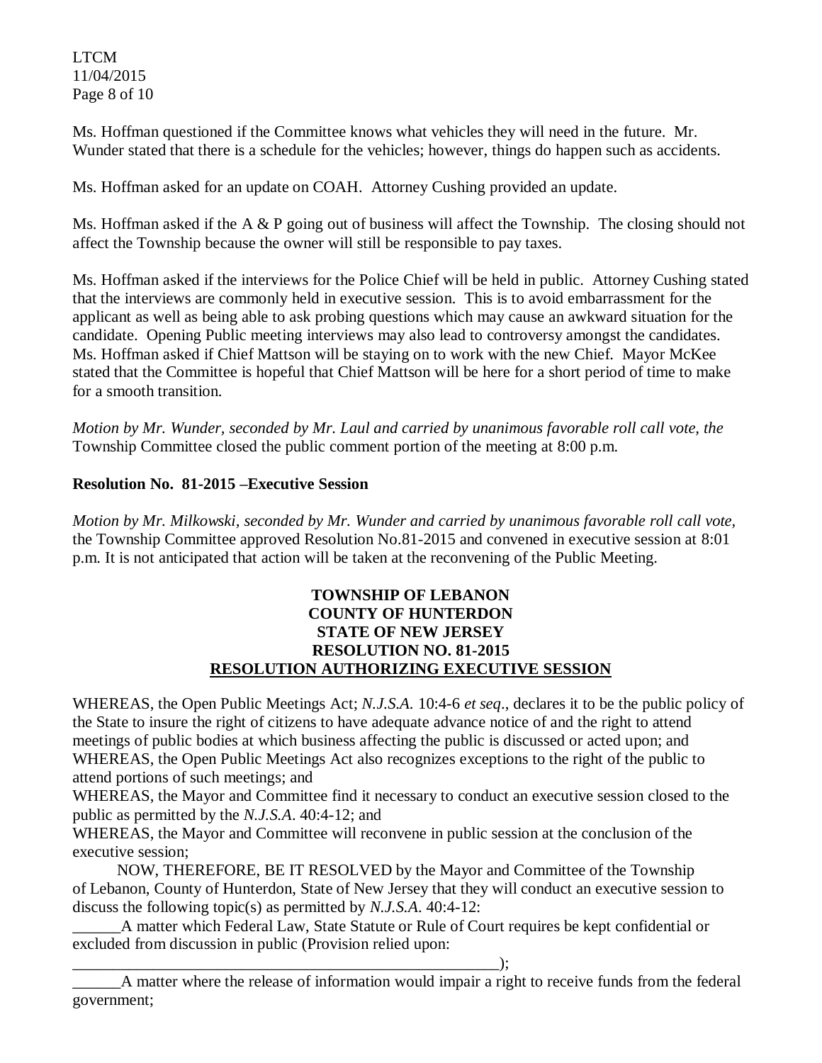Ms. Hoffman questioned if the Committee knows what vehicles they will need in the future. Mr. Wunder stated that there is a schedule for the vehicles; however, things do happen such as accidents.

Ms. Hoffman asked for an update on COAH. Attorney Cushing provided an update.

Ms. Hoffman asked if the A & P going out of business will affect the Township. The closing should not affect the Township because the owner will still be responsible to pay taxes.

Ms. Hoffman asked if the interviews for the Police Chief will be held in public. Attorney Cushing stated that the interviews are commonly held in executive session. This is to avoid embarrassment for the applicant as well as being able to ask probing questions which may cause an awkward situation for the candidate. Opening Public meeting interviews may also lead to controversy amongst the candidates. Ms. Hoffman asked if Chief Mattson will be staying on to work with the new Chief. Mayor McKee stated that the Committee is hopeful that Chief Mattson will be here for a short period of time to make for a smooth transition.

*Motion by Mr. Wunder, seconded by Mr. Laul and carried by unanimous favorable roll call vote, the* Township Committee closed the public comment portion of the meeting at 8:00 p.m.

**Resolution No. 81-2015 –Executive Session**

*Motion by Mr. Milkowski, seconded by Mr. Wunder and carried by unanimous favorable roll call vote,* the Township Committee approved Resolution No.81-2015 and convened in executive session at 8:01 p.m. It is not anticipated that action will be taken at the reconvening of the Public Meeting.

**TOWNSHIP OF LEBANON**
**COUNTY OF HUNTERDON**
**STATE OF NEW JERSEY**
**RESOLUTION NO. 81-2015**
**RESOLUTION AUTHORIZING EXECUTIVE SESSION**

WHEREAS, the Open Public Meetings Act; *N.J.S.A.* 10:4-6 *et seq*., declares it to be the public policy of the State to insure the right of citizens to have adequate advance notice of and the right to attend meetings of public bodies at which business affecting the public is discussed or acted upon; and
WHEREAS, the Open Public Meetings Act also recognizes exceptions to the right of the public to attend portions of such meetings; and
WHEREAS, the Mayor and Committee find it necessary to conduct an executive session closed to the public as permitted by the *N.J.S.A*. 40:4-12; and
WHEREAS, the Mayor and Committee will reconvene in public session at the conclusion of the executive session;

NOW, THEREFORE, BE IT RESOLVED by the Mayor and Committee of the Township of Lebanon, County of Hunterdon, State of New Jersey that they will conduct an executive session to discuss the following topic(s) as permitted by *N.J.S.A*. 40:4-12:

______A matter which Federal Law, State Statute or Rule of Court requires be kept confidential or excluded from discussion in public (Provision relied upon: ________________________________________________________);

______A matter where the release of information would impair a right to receive funds from the federal government;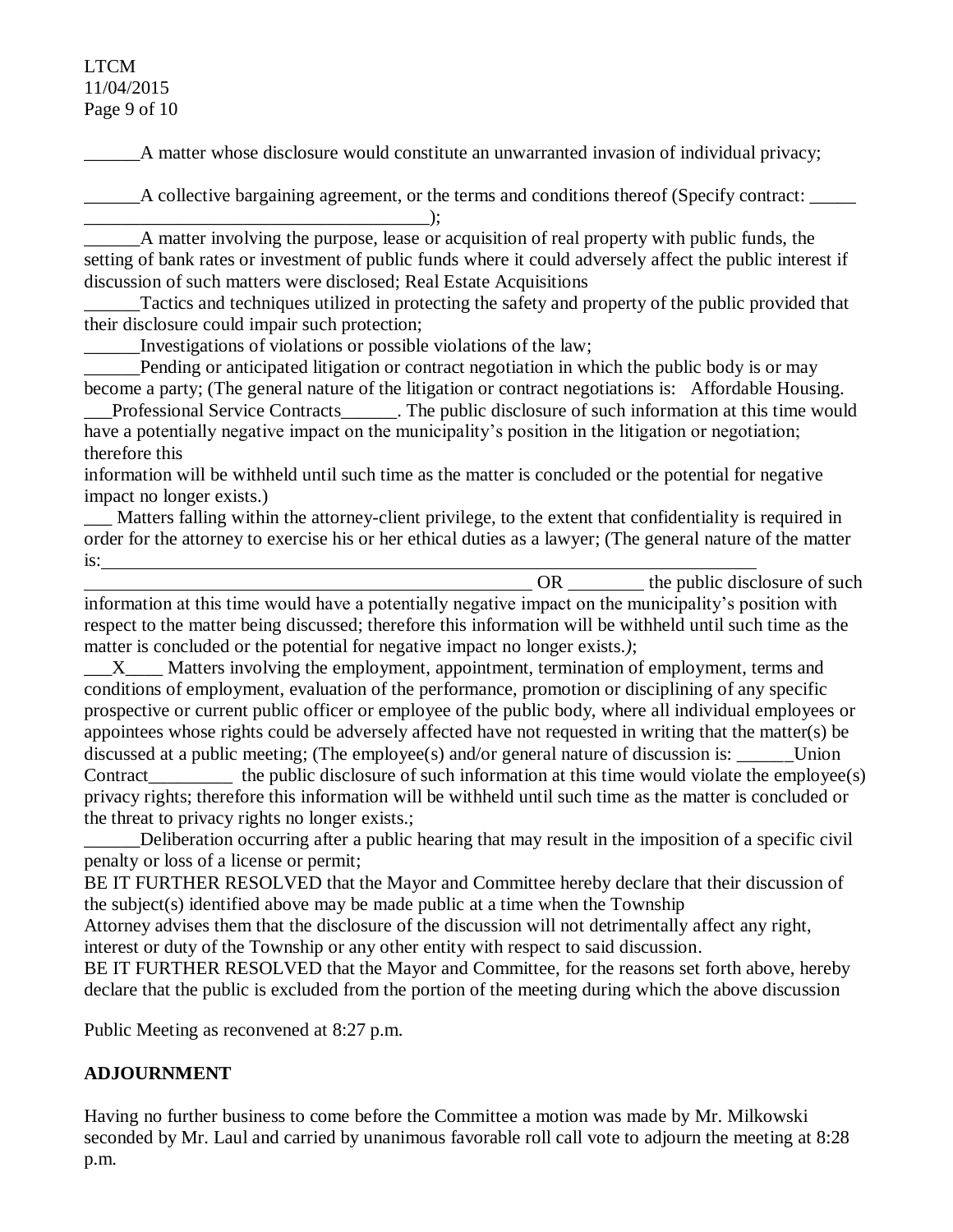______A matter whose disclosure would constitute an unwarranted invasion of individual privacy;

______A collective bargaining agreement, or the terms and conditions thereof (Specify contract: _____ _____________________________________);

______A matter involving the purpose, lease or acquisition of real property with public funds, the setting of bank rates or investment of public funds where it could adversely affect the public interest if discussion of such matters were disclosed; Real Estate Acquisitions

______Tactics and techniques utilized in protecting the safety and property of the public provided that their disclosure could impair such protection;

______Investigations of violations or possible violations of the law;

______Pending or anticipated litigation or contract negotiation in which the public body is or may become a party; (The general nature of the litigation or contract negotiations is: Affordable Housing.

___Professional Service Contracts______. The public disclosure of such information at this time would have a potentially negative impact on the municipality's position in the litigation or negotiation; therefore this information will be withheld until such time as the matter is concluded or the potential for negative impact no longer exists.)

___ Matters falling within the attorney-client privilege, to the extent that confidentiality is required in order for the attorney to exercise his or her ethical duties as a lawyer; (The general nature of the matter is:_____________________________________________________________________ _____________________________________________ OR ________ the public disclosure of such information at this time would have a potentially negative impact on the municipality's position with respect to the matter being discussed; therefore this information will be withheld until such time as the matter is concluded or the potential for negative impact no longer exists.*)*;

___X____ Matters involving the employment, appointment, termination of employment, terms and conditions of employment, evaluation of the performance, promotion or disciplining of any specific prospective or current public officer or employee of the public body, where all individual employees or appointees whose rights could be adversely affected have not requested in writing that the matter(s) be discussed at a public meeting; (The employee(s) and/or general nature of discussion is: ______Union Contract_________ the public disclosure of such information at this time would violate the employee(s) privacy rights; therefore this information will be withheld until such time as the matter is concluded or the threat to privacy rights no longer exists.;

______Deliberation occurring after a public hearing that may result in the imposition of a specific civil penalty or loss of a license or permit;

BE IT FURTHER RESOLVED that the Mayor and Committee hereby declare that their discussion of the subject(s) identified above may be made public at a time when the Township Attorney advises them that the disclosure of the discussion will not detrimentally affect any right, interest or duty of the Township or any other entity with respect to said discussion.

BE IT FURTHER RESOLVED that the Mayor and Committee, for the reasons set forth above, hereby declare that the public is excluded from the portion of the meeting during which the above discussion

Public Meeting as reconvened at 8:27 p.m.

**ADJOURNMENT**

Having no further business to come before the Committee a motion was made by Mr. Milkowski seconded by Mr. Laul and carried by unanimous favorable roll call vote to adjourn the meeting at 8:28 p.m.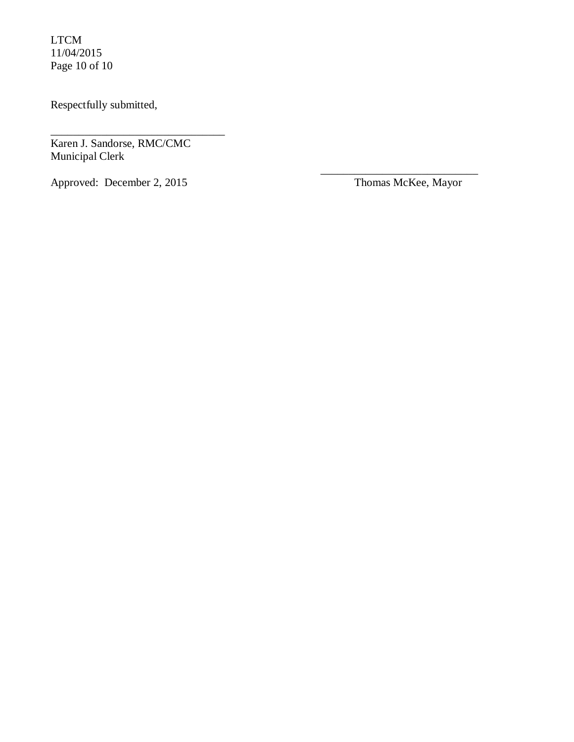Respectfully submitted,

\_\_\_\_\_\_\_\_\_\_\_\_\_\_\_\_\_\_\_\_\_\_\_\_\_\_\_\_\_\_\_

Karen J. Sandorse, RMC/CMC
Municipal Clerk

\_\_\_\_\_\_\_\_\_\_\_\_\_\_\_\_\_\_\_\_\_\_\_\_\_\_\_\_\_\_\_

Approved: December 2, 2015 Thomas McKee, Mayor